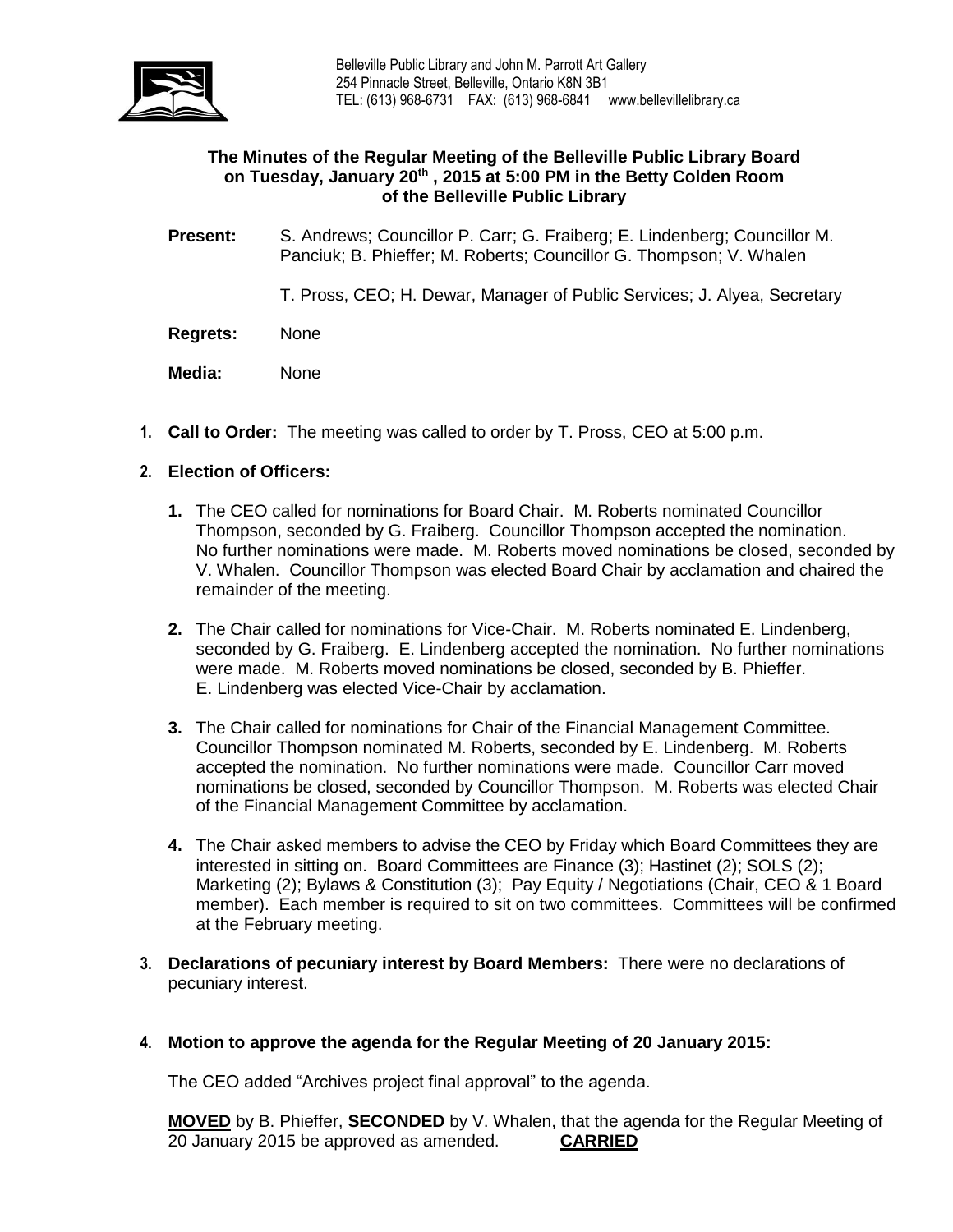Belleville Public Library and John M. Parrott Art Gallery
254 Pinnacle Street, Belleville, Ontario K8N 3B1
TEL: (613) 968-6731 FAX: (613) 968-6841 www.bellevillelibrary.ca

**The Minutes of the Regular Meeting of the Belleville Public Library Board on Tuesday, January 20th , 2015 at 5:00 PM in the Betty Colden Room of the Belleville Public Library**

**Present:** S. Andrews; Councillor P. Carr; G. Fraiberg; E. Lindenberg; Councillor M. Panciuk; B. Phieffer; M. Roberts; Councillor G. Thompson; V. Whalen

T. Pross, CEO; H. Dewar, Manager of Public Services; J. Alyea, Secretary

**Regrets:** None

**Media:** None

1. **Call to Order:** The meeting was called to order by T. Pross, CEO at 5:00 p.m.

2. **Election of Officers:**

   1. The CEO called for nominations for Board Chair. M. Roberts nominated Councillor Thompson, seconded by G. Fraiberg. Councillor Thompson accepted the nomination. No further nominations were made. M. Roberts moved nominations be closed, seconded by V. Whalen. Councillor Thompson was elected Board Chair by acclamation and chaired the remainder of the meeting.

   2. The Chair called for nominations for Vice-Chair. M. Roberts nominated E. Lindenberg, seconded by G. Fraiberg. E. Lindenberg accepted the nomination. No further nominations were made. M. Roberts moved nominations be closed, seconded by B. Phieffer. E. Lindenberg was elected Vice-Chair by acclamation.

   3. The Chair called for nominations for Chair of the Financial Management Committee. Councillor Thompson nominated M. Roberts, seconded by E. Lindenberg. M. Roberts accepted the nomination. No further nominations were made. Councillor Carr moved nominations be closed, seconded by Councillor Thompson. M. Roberts was elected Chair of the Financial Management Committee by acclamation.

   4. The Chair asked members to advise the CEO by Friday which Board Committees they are interested in sitting on. Board Committees are Finance (3); Hastinet (2); SOLS (2); Marketing (2); Bylaws & Constitution (3); Pay Equity / Negotiations (Chair, CEO & 1 Board member). Each member is required to sit on two committees. Committees will be confirmed at the February meeting.

3. **Declarations of pecuniary interest by Board Members:** There were no declarations of pecuniary interest.

4. **Motion to approve the agenda for the Regular Meeting of 20 January 2015:**

   The CEO added "Archives project final approval" to the agenda.

   **MOVED** by B. Phieffer, **SECONDED** by V. Whalen, that the agenda for the Regular Meeting of 20 January 2015 be approved as amended. **CARRIED**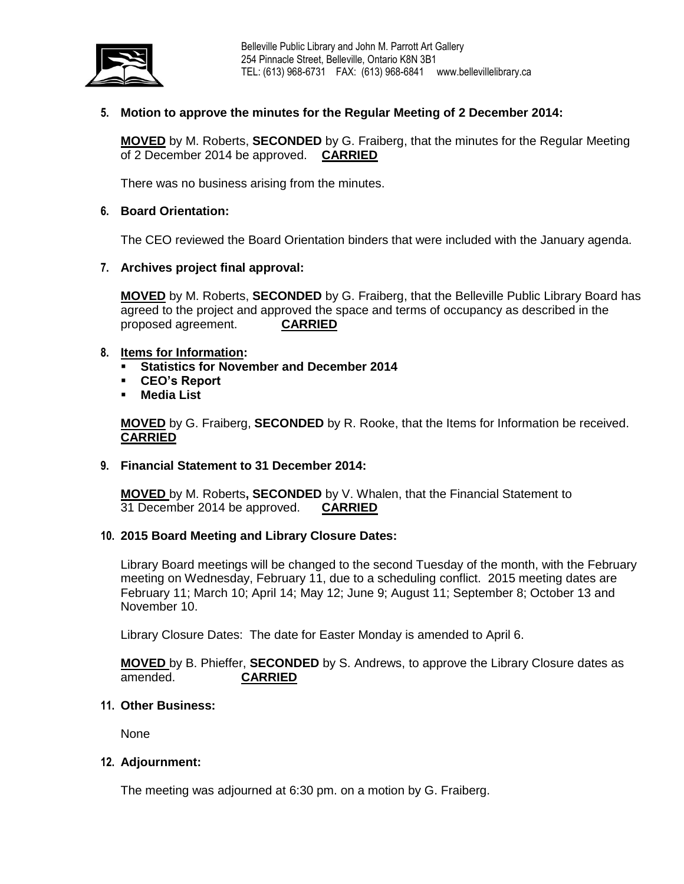**5. Motion to approve the minutes for the Regular Meeting of 2 December 2014:**

**MOVED** by M. Roberts, **SECONDED** by G. Fraiberg, that the minutes for the Regular Meeting of 2 December 2014 be approved. **CARRIED**

There was no business arising from the minutes.

**6. Board Orientation:**

The CEO reviewed the Board Orientation binders that were included with the January agenda.

**7. Archives project final approval:**

**MOVED** by M. Roberts, **SECONDED** by G. Fraiberg, that the Belleville Public Library Board has agreed to the project and approved the space and terms of occupancy as described in the proposed agreement. **CARRIED**

**8. Items for Information:**

- **Statistics for November and December 2014**
- **CEO's Report**
- **Media List**

**MOVED** by G. Fraiberg, **SECONDED** by R. Rooke, that the Items for Information be received. **CARRIED**

**9. Financial Statement to 31 December 2014:**

**MOVED** by M. Roberts**, SECONDED** by V. Whalen, that the Financial Statement to 31 December 2014 be approved. **CARRIED**

**10. 2015 Board Meeting and Library Closure Dates:**

Library Board meetings will be changed to the second Tuesday of the month, with the February meeting on Wednesday, February 11, due to a scheduling conflict. 2015 meeting dates are February 11; March 10; April 14; May 12; June 9; August 11; September 8; October 13 and November 10.

Library Closure Dates: The date for Easter Monday is amended to April 6.

**MOVED** by B. Phieffer, **SECONDED** by S. Andrews, to approve the Library Closure dates as amended. **CARRIED**

**11. Other Business:**

None

**12. Adjournment:**

The meeting was adjourned at 6:30 pm. on a motion by G. Fraiberg.